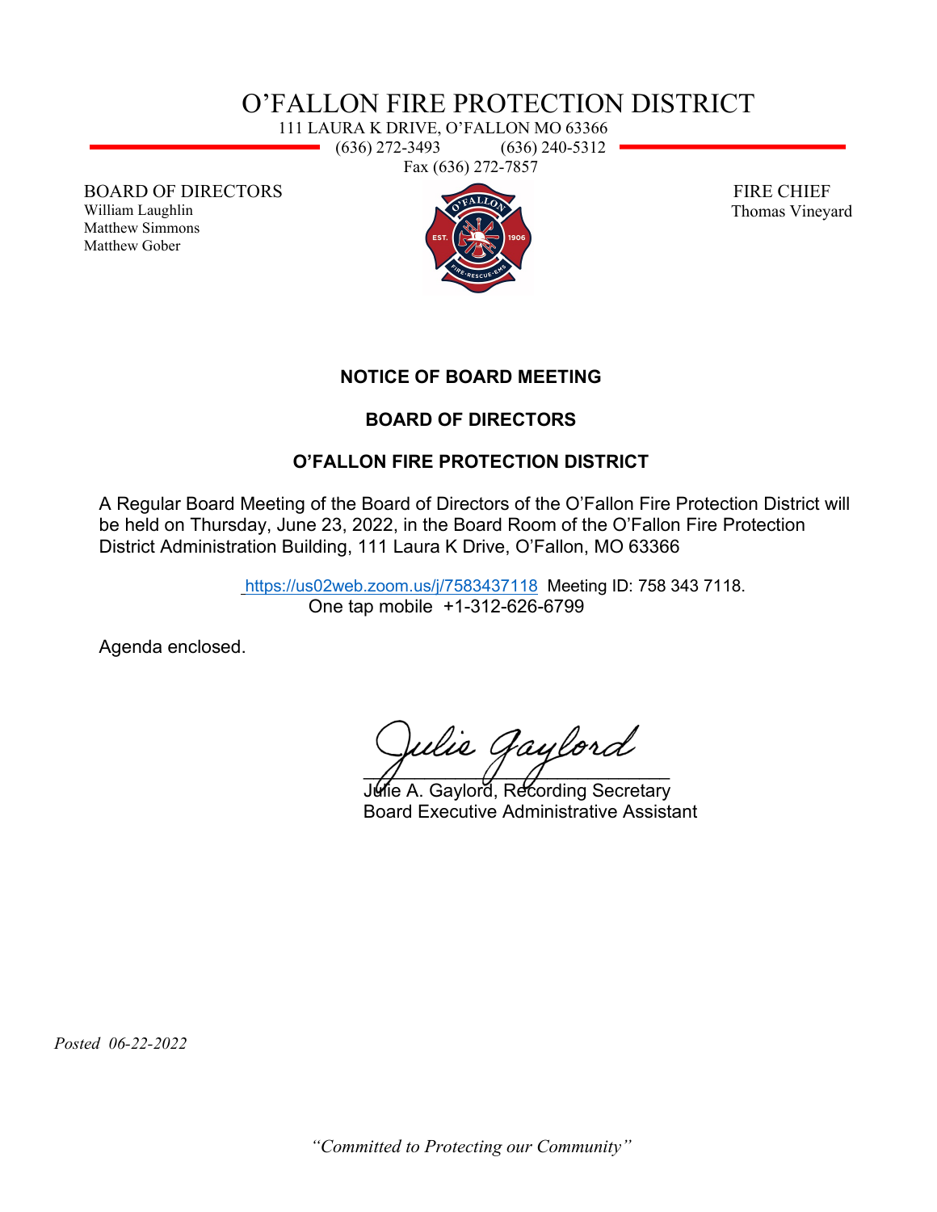# O'FALLON FIRE PROTECTION DISTRICT

111 LAURA K DRIVE, O'FALLON MO 63366
(636) 272-3493 (636) 240-5312
Fax (636) 272-7857

BOARD OF DIRECTORS
William Laughlin
Matthew Simmons
Matthew Gober

FIRE CHIEF
Thomas Vineyard

**NOTICE OF BOARD MEETING**

**BOARD OF DIRECTORS**

**O'FALLON FIRE PROTECTION DISTRICT**

A Regular Board Meeting of the Board of Directors of the O'Fallon Fire Protection District will be held on Thursday, June 23, 2022, in the Board Room of the O'Fallon Fire Protection District Administration Building, 111 Laura K Drive, O'Fallon, MO 63366

https://us02web.zoom.us/j/7583437118 Meeting ID: 758 343 7118.
One tap mobile +1-312-626-6799

Agenda enclosed.

Julie Gaylord
Julie A. Gaylord, Recording Secretary
Board Executive Administrative Assistant

*Posted 06-22-2022*

*"Committed to Protecting our Community"*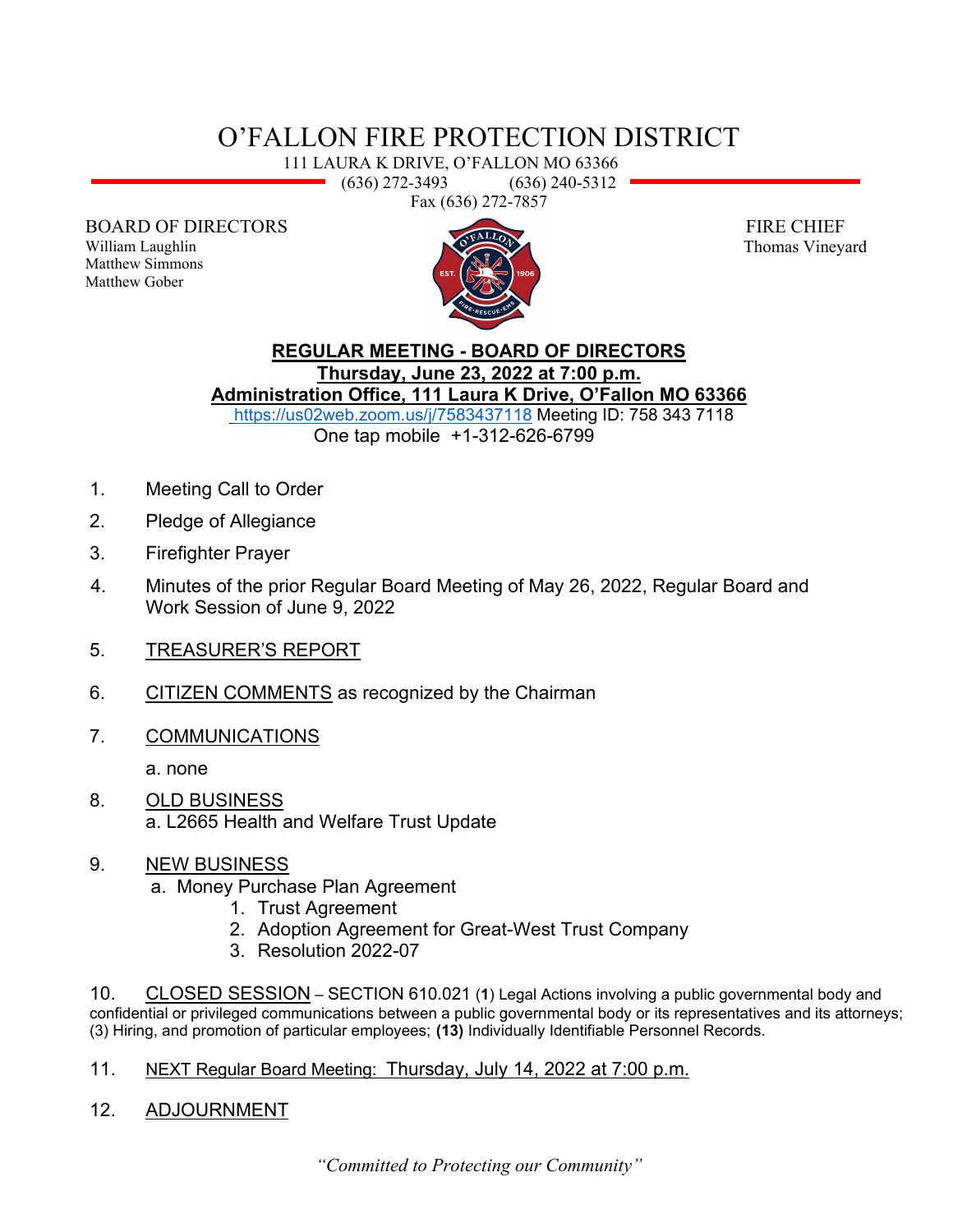# O'FALLON FIRE PROTECTION DISTRICT

111 LAURA K DRIVE, O'FALLON MO 63366
(636) 272-3493 (636) 240-5312
Fax (636) 272-7857

BOARD OF DIRECTORS
William Laughlin
Matthew Simmons
Matthew Gober

FIRE CHIEF
Thomas Vineyard

**REGULAR MEETING - BOARD OF DIRECTORS**
**Thursday, June 23, 2022 at 7:00 p.m.**
**Administration Office, 111 Laura K Drive, O'Fallon MO 63366**
https://us02web.zoom.us/j/7583437118 Meeting ID: 758 343 7118
One tap mobile +1-312-626-6799

1. Meeting Call to Order
2. Pledge of Allegiance
3. Firefighter Prayer
4. Minutes of the prior Regular Board Meeting of May 26, 2022, Regular Board and Work Session of June 9, 2022
5. TREASURER'S REPORT
6. CITIZEN COMMENTS as recognized by the Chairman
7. COMMUNICATIONS
   a. none
8. OLD BUSINESS
   a. L2665 Health and Welfare Trust Update
9. NEW BUSINESS
   a. Money Purchase Plan Agreement
      1. Trust Agreement
      2. Adoption Agreement for Great-West Trust Company
      3. Resolution 2022-07
10. CLOSED SESSION – SECTION 610.021 (**1**) Legal Actions involving a public governmental body and confidential or privileged communications between a public governmental body or its representatives and its attorneys; (3) Hiring, and promotion of particular employees; **(13)** Individually Identifiable Personnel Records.
11. NEXT Regular Board Meeting: Thursday, July 14, 2022 at 7:00 p.m.
12. ADJOURNMENT

*"Committed to Protecting our Community"*